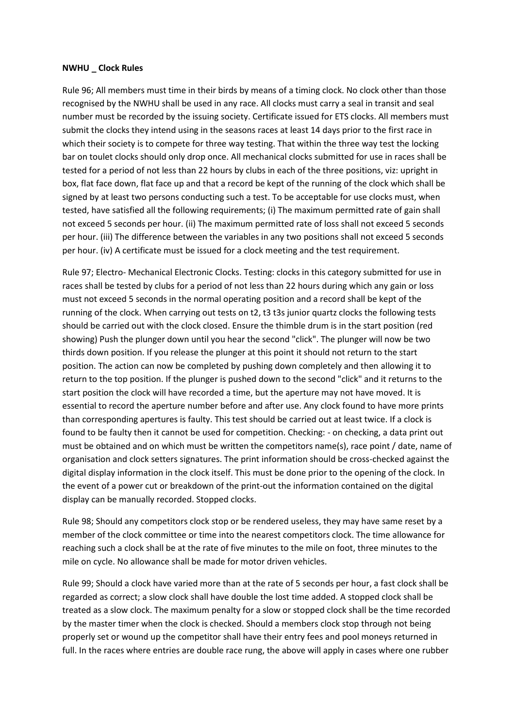**NWHU _ Clock Rules**

Rule 96; All members must time in their birds by means of a timing clock. No clock other than those recognised by the NWHU shall be used in any race. All clocks must carry a seal in transit and seal number must be recorded by the issuing society. Certificate issued for ETS clocks. All members must submit the clocks they intend using in the seasons races at least 14 days prior to the first race in which their society is to compete for three way testing. That within the three way test the locking bar on toulet clocks should only drop once. All mechanical clocks submitted for use in races shall be tested for a period of not less than 22 hours by clubs in each of the three positions, viz: upright in box, flat face down, flat face up and that a record be kept of the running of the clock which shall be signed by at least two persons conducting such a test. To be acceptable for use clocks must, when tested, have satisfied all the following requirements; (i) The maximum permitted rate of gain shall not exceed 5 seconds per hour. (ii) The maximum permitted rate of loss shall not exceed 5 seconds per hour. (iii) The difference between the variables in any two positions shall not exceed 5 seconds per hour. (iv) A certificate must be issued for a clock meeting and the test requirement.

Rule 97; Electro- Mechanical Electronic Clocks. Testing: clocks in this category submitted for use in races shall be tested by clubs for a period of not less than 22 hours during which any gain or loss must not exceed 5 seconds in the normal operating position and a record shall be kept of the running of the clock. When carrying out tests on t2, t3 t3s junior quartz clocks the following tests should be carried out with the clock closed. Ensure the thimble drum is in the start position (red showing) Push the plunger down until you hear the second "click". The plunger will now be two thirds down position. If you release the plunger at this point it should not return to the start position. The action can now be completed by pushing down completely and then allowing it to return to the top position. If the plunger is pushed down to the second "click" and it returns to the start position the clock will have recorded a time, but the aperture may not have moved. It is essential to record the aperture number before and after use. Any clock found to have more prints than corresponding apertures is faulty. This test should be carried out at least twice. If a clock is found to be faulty then it cannot be used for competition. Checking: - on checking, a data print out must be obtained and on which must be written the competitors name(s), race point / date, name of organisation and clock setters signatures. The print information should be cross-checked against the digital display information in the clock itself. This must be done prior to the opening of the clock. In the event of a power cut or breakdown of the print-out the information contained on the digital display can be manually recorded. Stopped clocks.

Rule 98; Should any competitors clock stop or be rendered useless, they may have same reset by a member of the clock committee or time into the nearest competitors clock. The time allowance for reaching such a clock shall be at the rate of five minutes to the mile on foot, three minutes to the mile on cycle. No allowance shall be made for motor driven vehicles.

Rule 99; Should a clock have varied more than at the rate of 5 seconds per hour, a fast clock shall be regarded as correct; a slow clock shall have double the lost time added. A stopped clock shall be treated as a slow clock. The maximum penalty for a slow or stopped clock shall be the time recorded by the master timer when the clock is checked. Should a members clock stop through not being properly set or wound up the competitor shall have their entry fees and pool moneys returned in full. In the races where entries are double race rung, the above will apply in cases where one rubber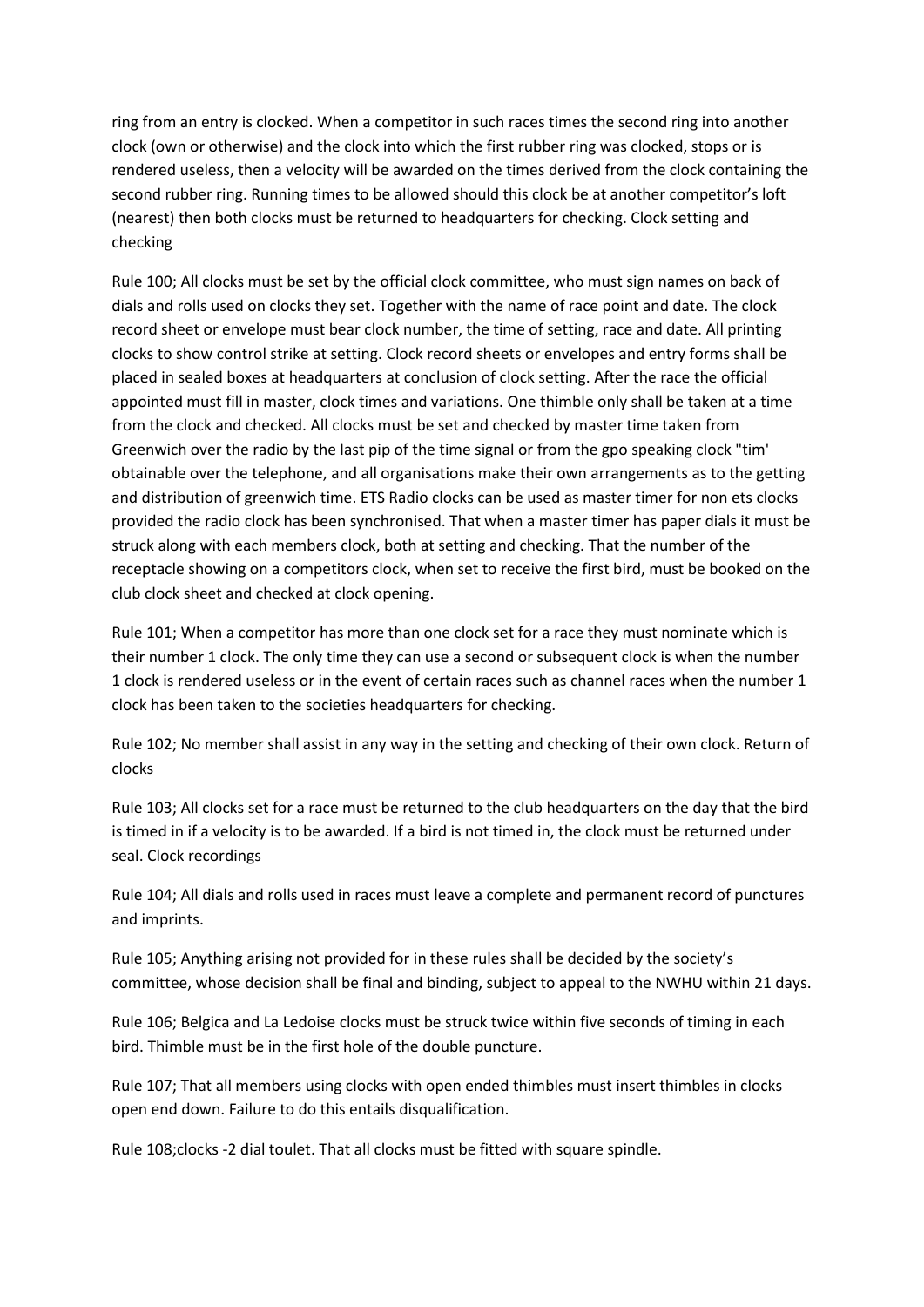ring from an entry is clocked. When a competitor in such races times the second ring into another clock (own or otherwise) and the clock into which the first rubber ring was clocked, stops or is rendered useless, then a velocity will be awarded on the times derived from the clock containing the second rubber ring. Running times to be allowed should this clock be at another competitor's loft (nearest) then both clocks must be returned to headquarters for checking. Clock setting and checking

Rule 100; All clocks must be set by the official clock committee, who must sign names on back of dials and rolls used on clocks they set. Together with the name of race point and date. The clock record sheet or envelope must bear clock number, the time of setting, race and date. All printing clocks to show control strike at setting. Clock record sheets or envelopes and entry forms shall be placed in sealed boxes at headquarters at conclusion of clock setting. After the race the official appointed must fill in master, clock times and variations. One thimble only shall be taken at a time from the clock and checked. All clocks must be set and checked by master time taken from Greenwich over the radio by the last pip of the time signal or from the gpo speaking clock "tim' obtainable over the telephone, and all organisations make their own arrangements as to the getting and distribution of greenwich time. ETS Radio clocks can be used as master timer for non ets clocks provided the radio clock has been synchronised. That when a master timer has paper dials it must be struck along with each members clock, both at setting and checking. That the number of the receptacle showing on a competitors clock, when set to receive the first bird, must be booked on the club clock sheet and checked at clock opening.

Rule 101; When a competitor has more than one clock set for a race they must nominate which is their number 1 clock. The only time they can use a second or subsequent clock is when the number 1 clock is rendered useless or in the event of certain races such as channel races when the number 1 clock has been taken to the societies headquarters for checking.

Rule 102; No member shall assist in any way in the setting and checking of their own clock. Return of clocks

Rule 103; All clocks set for a race must be returned to the club headquarters on the day that the bird is timed in if a velocity is to be awarded. If a bird is not timed in, the clock must be returned under seal. Clock recordings

Rule 104; All dials and rolls used in races must leave a complete and permanent record of punctures and imprints.

Rule 105; Anything arising not provided for in these rules shall be decided by the society's committee, whose decision shall be final and binding, subject to appeal to the NWHU within 21 days.

Rule 106; Belgica and La Ledoise clocks must be struck twice within five seconds of timing in each bird. Thimble must be in the first hole of the double puncture.

Rule 107; That all members using clocks with open ended thimbles must insert thimbles in clocks open end down. Failure to do this entails disqualification.

Rule 108;clocks -2 dial toulet. That all clocks must be fitted with square spindle.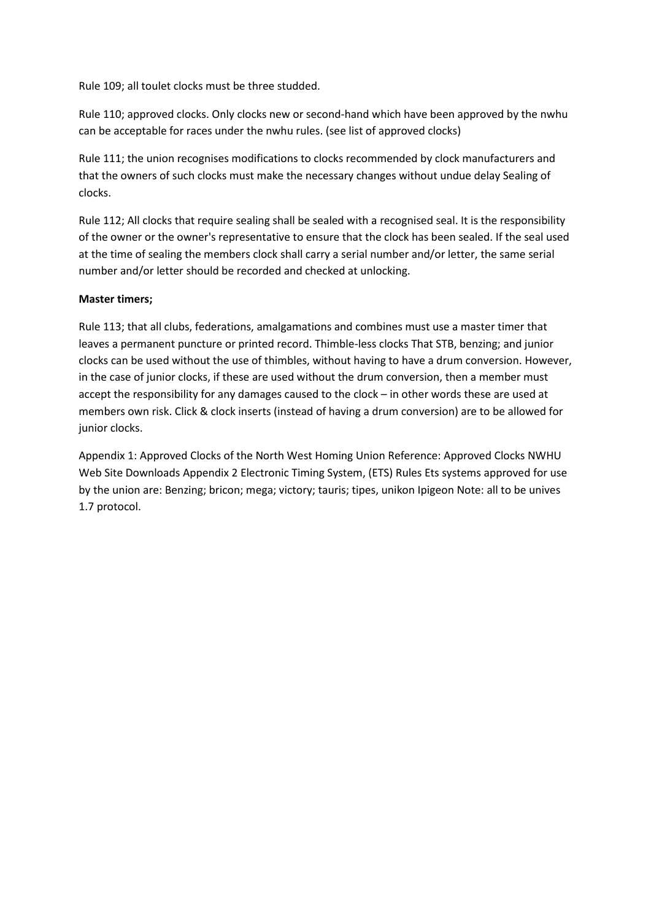Rule 109; all toulet clocks must be three studded.

Rule 110; approved clocks. Only clocks new or second-hand which have been approved by the nwhu can be acceptable for races under the nwhu rules. (see list of approved clocks)

Rule 111; the union recognises modifications to clocks recommended by clock manufacturers and that the owners of such clocks must make the necessary changes without undue delay Sealing of clocks.

Rule 112; All clocks that require sealing shall be sealed with a recognised seal. It is the responsibility of the owner or the owner's representative to ensure that the clock has been sealed. If the seal used at the time of sealing the members clock shall carry a serial number and/or letter, the same serial number and/or letter should be recorded and checked at unlocking.

**Master timers;**

Rule 113; that all clubs, federations, amalgamations and combines must use a master timer that leaves a permanent puncture or printed record. Thimble-less clocks That STB, benzing; and junior clocks can be used without the use of thimbles, without having to have a drum conversion. However, in the case of junior clocks, if these are used without the drum conversion, then a member must accept the responsibility for any damages caused to the clock – in other words these are used at members own risk. Click & clock inserts (instead of having a drum conversion) are to be allowed for junior clocks.

Appendix 1: Approved Clocks of the North West Homing Union Reference: Approved Clocks NWHU Web Site Downloads Appendix 2 Electronic Timing System, (ETS) Rules Ets systems approved for use by the union are: Benzing; bricon; mega; victory; tauris; tipes, unikon Ipigeon Note: all to be unives 1.7 protocol.